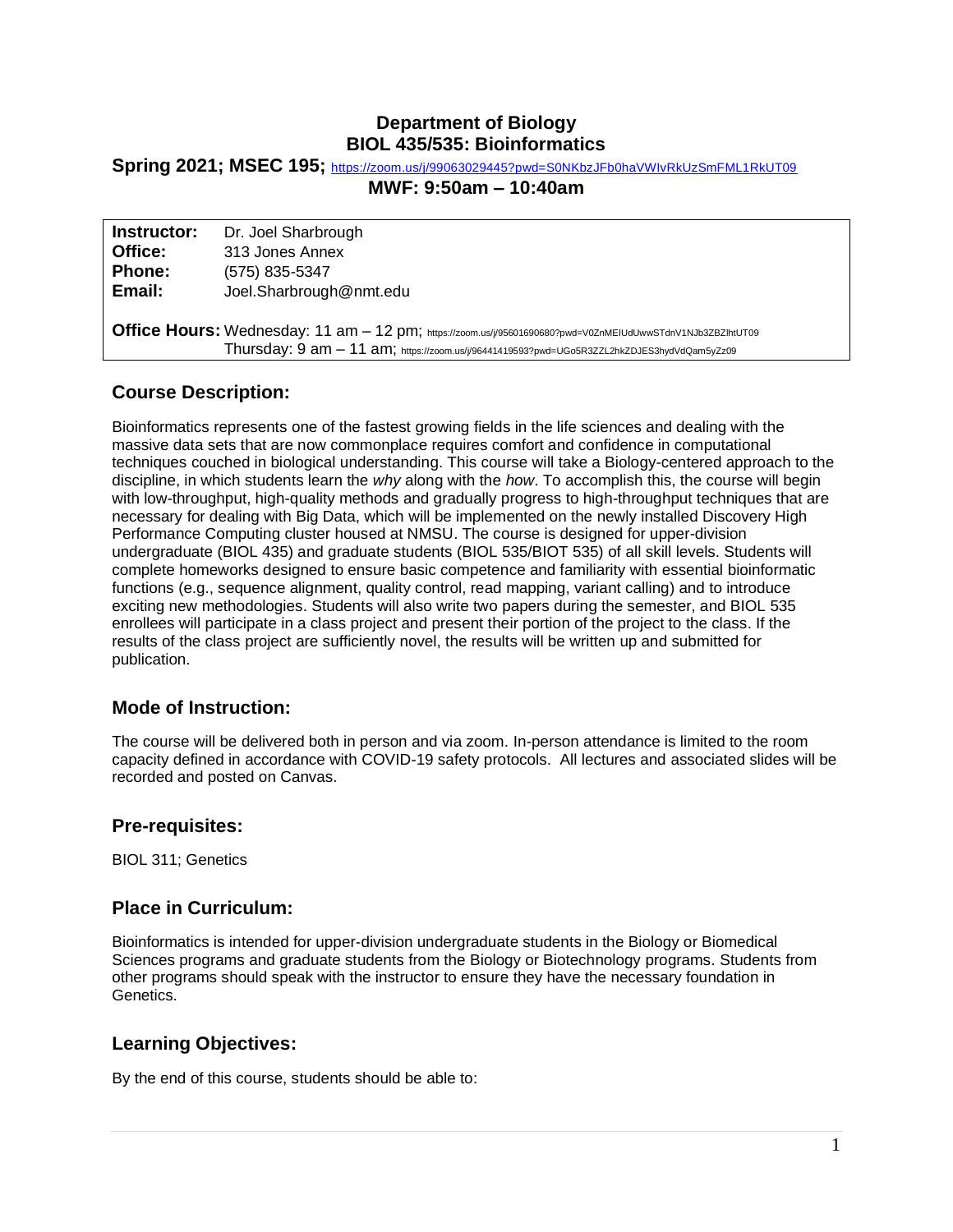# Department of Biology
# BIOL 435/535: Bioinformatics

**Spring 2021; MSEC 195;** https://zoom.us/j/99063029445?pwd=S0NKbzJFb0haVWIvRkUzSmFML1RkUT09

**MWF: 9:50am – 10:40am**

| | |
|---|---|
| **Instructor:** | Dr. Joel Sharbrough |
| **Office:** | 313 Jones Annex |
| **Phone:** | (575) 835-5347 |
| **Email:** | Joel.Sharbrough@nmt.edu |
| **Office Hours:** | Wednesday: 11 am – 12 pm; https://zoom.us/j/95601690680?pwd=V0ZnMEIUdUwwSTdnV1NJb3ZBZlhtUT09<br>Thursday: 9 am – 11 am; https://zoom.us/j/96441419593?pwd=UGo5R3ZZL2hkZDJES3hydVdQam5yZz09 |

## Course Description:

Bioinformatics represents one of the fastest growing fields in the life sciences and dealing with the massive data sets that are now commonplace requires comfort and confidence in computational techniques couched in biological understanding. This course will take a Biology-centered approach to the discipline, in which students learn the *why* along with the *how*. To accomplish this, the course will begin with low-throughput, high-quality methods and gradually progress to high-throughput techniques that are necessary for dealing with Big Data, which will be implemented on the newly installed Discovery High Performance Computing cluster housed at NMSU. The course is designed for upper-division undergraduate (BIOL 435) and graduate students (BIOL 535/BIOT 535) of all skill levels. Students will complete homeworks designed to ensure basic competence and familiarity with essential bioinformatic functions (e.g., sequence alignment, quality control, read mapping, variant calling) and to introduce exciting new methodologies. Students will also write two papers during the semester, and BIOL 535 enrollees will participate in a class project and present their portion of the project to the class. If the results of the class project are sufficiently novel, the results will be written up and submitted for publication.

## Mode of Instruction:

The course will be delivered both in person and via zoom. In-person attendance is limited to the room capacity defined in accordance with COVID-19 safety protocols. All lectures and associated slides will be recorded and posted on Canvas.

## Pre-requisites:

BIOL 311; Genetics

## Place in Curriculum:

Bioinformatics is intended for upper-division undergraduate students in the Biology or Biomedical Sciences programs and graduate students from the Biology or Biotechnology programs. Students from other programs should speak with the instructor to ensure they have the necessary foundation in Genetics.

## Learning Objectives:

By the end of this course, students should be able to: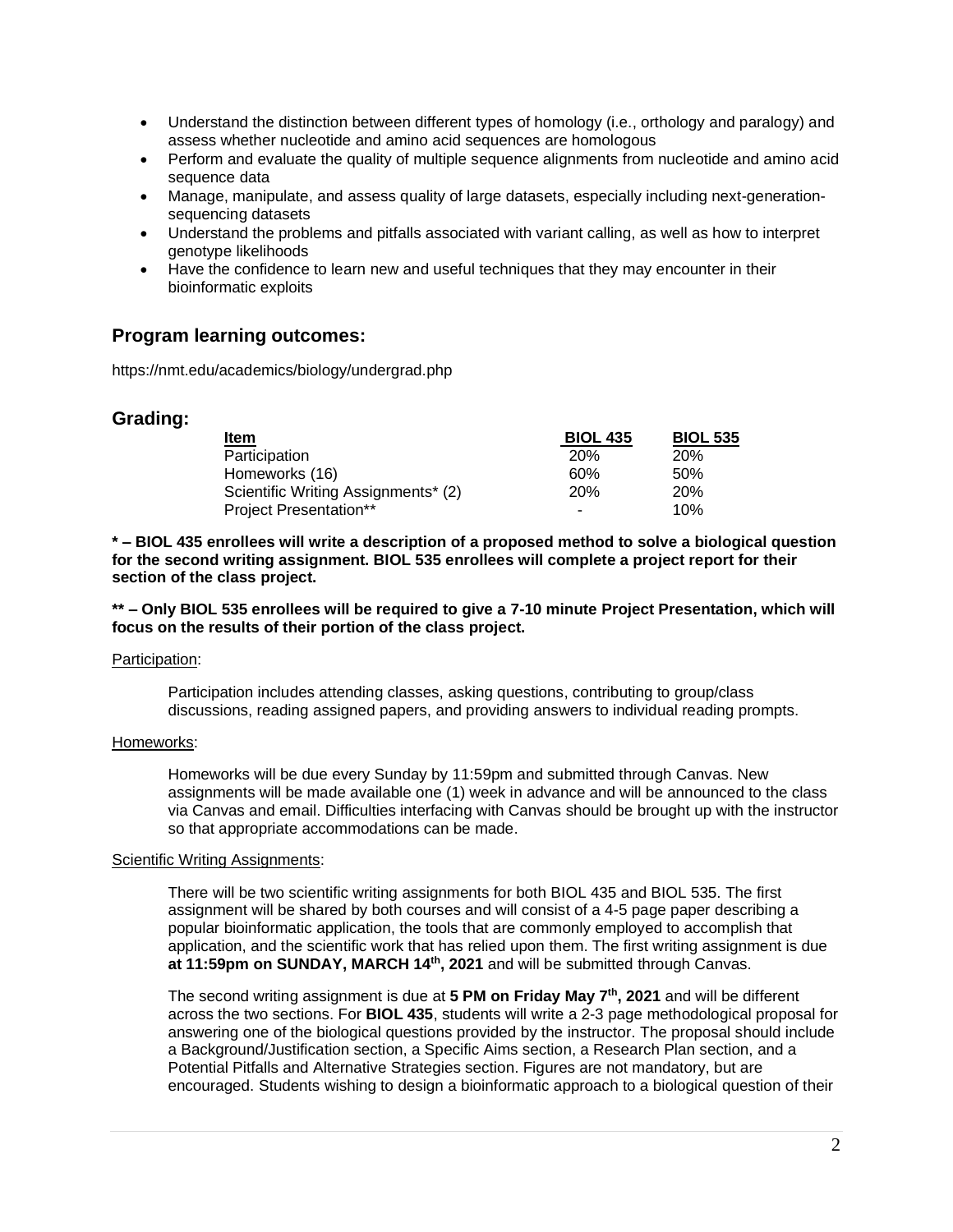- Understand the distinction between different types of homology (i.e., orthology and paralogy) and assess whether nucleotide and amino acid sequences are homologous
- Perform and evaluate the quality of multiple sequence alignments from nucleotide and amino acid sequence data
- Manage, manipulate, and assess quality of large datasets, especially including next-generation-sequencing datasets
- Understand the problems and pitfalls associated with variant calling, as well as how to interpret genotype likelihoods
- Have the confidence to learn new and useful techniques that they may encounter in their bioinformatic exploits

## Program learning outcomes:

https://nmt.edu/academics/biology/undergrad.php

## Grading:

| Item | BIOL 435 | BIOL 535 |
|---|---|---|
| Participation | 20% | 20% |
| Homeworks (16) | 60% | 50% |
| Scientific Writing Assignments* (2) | 20% | 20% |
| Project Presentation** | - | 10% |

**\* – BIOL 435 enrollees will write a description of a proposed method to solve a biological question for the second writing assignment. BIOL 535 enrollees will complete a project report for their section of the class project.**

**\*\* – Only BIOL 535 enrollees will be required to give a 7-10 minute Project Presentation, which will focus on the results of their portion of the class project.**

Participation:

Participation includes attending classes, asking questions, contributing to group/class discussions, reading assigned papers, and providing answers to individual reading prompts.

Homeworks:

Homeworks will be due every Sunday by 11:59pm and submitted through Canvas. New assignments will be made available one (1) week in advance and will be announced to the class via Canvas and email. Difficulties interfacing with Canvas should be brought up with the instructor so that appropriate accommodations can be made.

Scientific Writing Assignments:

There will be two scientific writing assignments for both BIOL 435 and BIOL 535. The first assignment will be shared by both courses and will consist of a 4-5 page paper describing a popular bioinformatic application, the tools that are commonly employed to accomplish that application, and the scientific work that has relied upon them. The first writing assignment is due **at 11:59pm on SUNDAY, MARCH 14th, 2021** and will be submitted through Canvas.

The second writing assignment is due at **5 PM on Friday May 7th, 2021** and will be different across the two sections. For **BIOL 435**, students will write a 2-3 page methodological proposal for answering one of the biological questions provided by the instructor. The proposal should include a Background/Justification section, a Specific Aims section, a Research Plan section, and a Potential Pitfalls and Alternative Strategies section. Figures are not mandatory, but are encouraged. Students wishing to design a bioinformatic approach to a biological question of their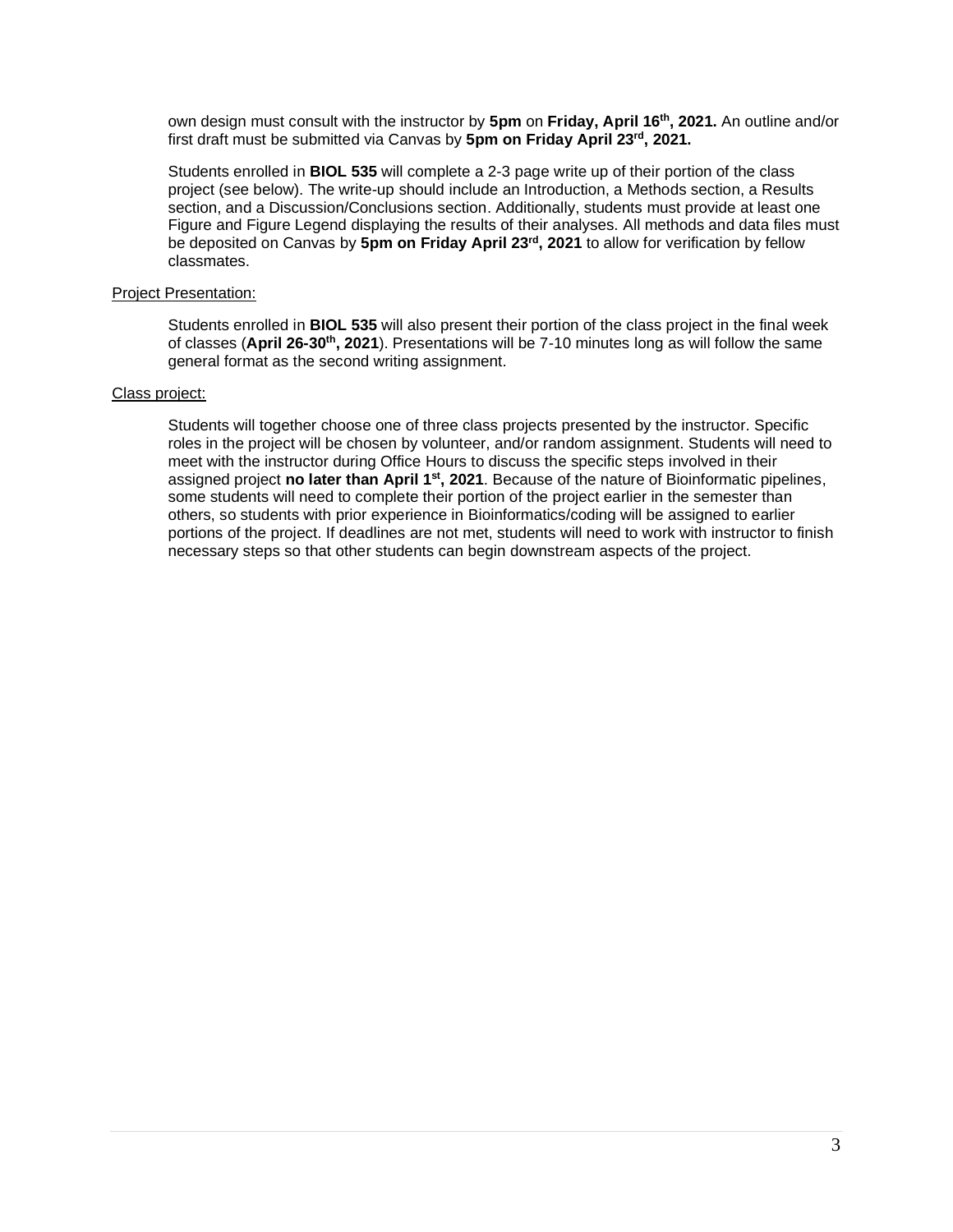own design must consult with the instructor by **5pm** on **Friday, April 16th, 2021.** An outline and/or first draft must be submitted via Canvas by **5pm on Friday April 23rd, 2021.**

Students enrolled in **BIOL 535** will complete a 2-3 page write up of their portion of the class project (see below). The write-up should include an Introduction, a Methods section, a Results section, and a Discussion/Conclusions section. Additionally, students must provide at least one Figure and Figure Legend displaying the results of their analyses. All methods and data files must be deposited on Canvas by **5pm on Friday April 23rd, 2021** to allow for verification by fellow classmates.

<u>Project Presentation:</u>

Students enrolled in **BIOL 535** will also present their portion of the class project in the final week of classes (**April 26-30th, 2021**). Presentations will be 7-10 minutes long as will follow the same general format as the second writing assignment.

<u>Class project:</u>

Students will together choose one of three class projects presented by the instructor. Specific roles in the project will be chosen by volunteer, and/or random assignment. Students will need to meet with the instructor during Office Hours to discuss the specific steps involved in their assigned project **no later than April 1st, 2021**. Because of the nature of Bioinformatic pipelines, some students will need to complete their portion of the project earlier in the semester than others, so students with prior experience in Bioinformatics/coding will be assigned to earlier portions of the project. If deadlines are not met, students will need to work with instructor to finish necessary steps so that other students can begin downstream aspects of the project.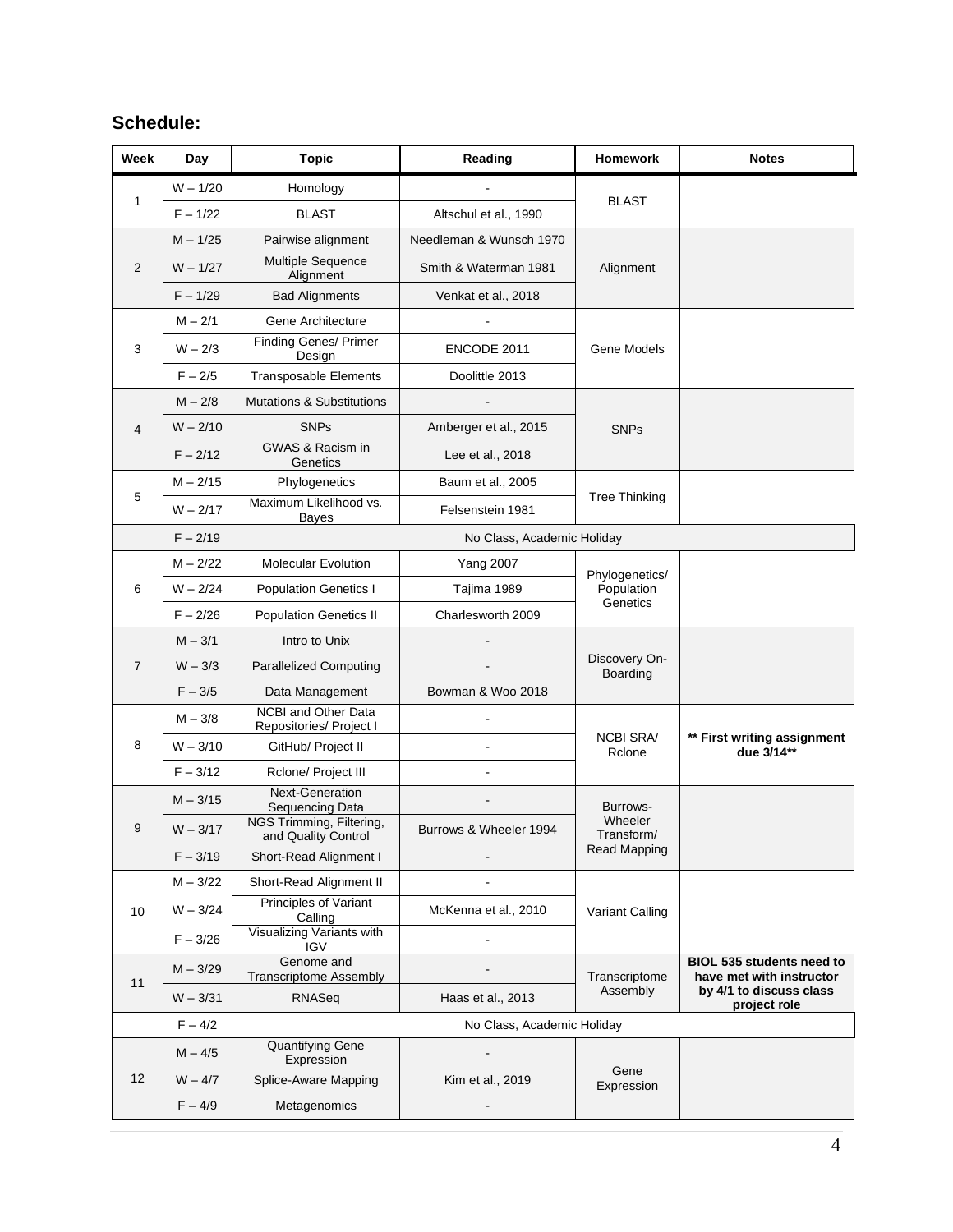## Schedule:

| Week | Day | Topic | Reading | Homework | Notes |
|---|---|---|---|---|---|
| 1 | W – 1/20 | Homology | - | BLAST | |
| | F – 1/22 | BLAST | Altschul et al., 1990 | | |
| 2 | M – 1/25 | Pairwise alignment | Needleman & Wunsch 1970 | Alignment | |
| | W – 1/27 | Multiple Sequence Alignment | Smith & Waterman 1981 | | |
| | F – 1/29 | Bad Alignments | Venkat et al., 2018 | | |
| 3 | M – 2/1 | Gene Architecture | - | Gene Models | |
| | W – 2/3 | Finding Genes/ Primer Design | ENCODE 2011 | | |
| | F – 2/5 | Transposable Elements | Doolittle 2013 | | |
| 4 | M – 2/8 | Mutations & Substitutions | - | SNPs | |
| | W – 2/10 | SNPs | Amberger et al., 2015 | | |
| | F – 2/12 | GWAS & Racism in Genetics | Lee et al., 2018 | | |
| 5 | M – 2/15 | Phylogenetics | Baum et al., 2005 | Tree Thinking | |
| | W – 2/17 | Maximum Likelihood vs. Bayes | Felsenstein 1981 | | |
| | F – 2/19 | No Class, Academic Holiday | | | |
| 6 | M – 2/22 | Molecular Evolution | Yang 2007 | Phylogenetics/ Population Genetics | |
| | W – 2/24 | Population Genetics I | Tajima 1989 | | |
| | F – 2/26 | Population Genetics II | Charlesworth 2009 | | |
| 7 | M – 3/1 | Intro to Unix | - | Discovery On-Boarding | |
| | W – 3/3 | Parallelized Computing | - | | |
| | F – 3/5 | Data Management | Bowman & Woo 2018 | | |
| 8 | M – 3/8 | NCBI and Other Data Repositories/ Project I | - | NCBI SRA/ Rclone | **\*\* First writing assignment due 3/14\*\*** |
| | W – 3/10 | GitHub/ Project II | - | | |
| | F – 3/12 | Rclone/ Project III | - | | |
| 9 | M – 3/15 | Next-Generation Sequencing Data | - | Burrows-Wheeler Transform/ Read Mapping | |
| | W – 3/17 | NGS Trimming, Filtering, and Quality Control | Burrows & Wheeler 1994 | | |
| | F – 3/19 | Short-Read Alignment I | - | | |
| 10 | M – 3/22 | Short-Read Alignment II | - | Variant Calling | |
| | W – 3/24 | Principles of Variant Calling | McKenna et al., 2010 | | |
| | F – 3/26 | Visualizing Variants with IGV | - | | |
| 11 | M – 3/29 | Genome and Transcriptome Assembly | - | Transcriptome Assembly | **BIOL 535 students need to have met with instructor by 4/1 to discuss class project role** |
| | W – 3/31 | RNASeq | Haas et al., 2013 | | |
| | F – 4/2 | No Class, Academic Holiday | | | |
| 12 | M – 4/5 | Quantifying Gene Expression | - | Gene Expression | |
| | W – 4/7 | Splice-Aware Mapping | Kim et al., 2019 | | |
| | F – 4/9 | Metagenomics | - | | |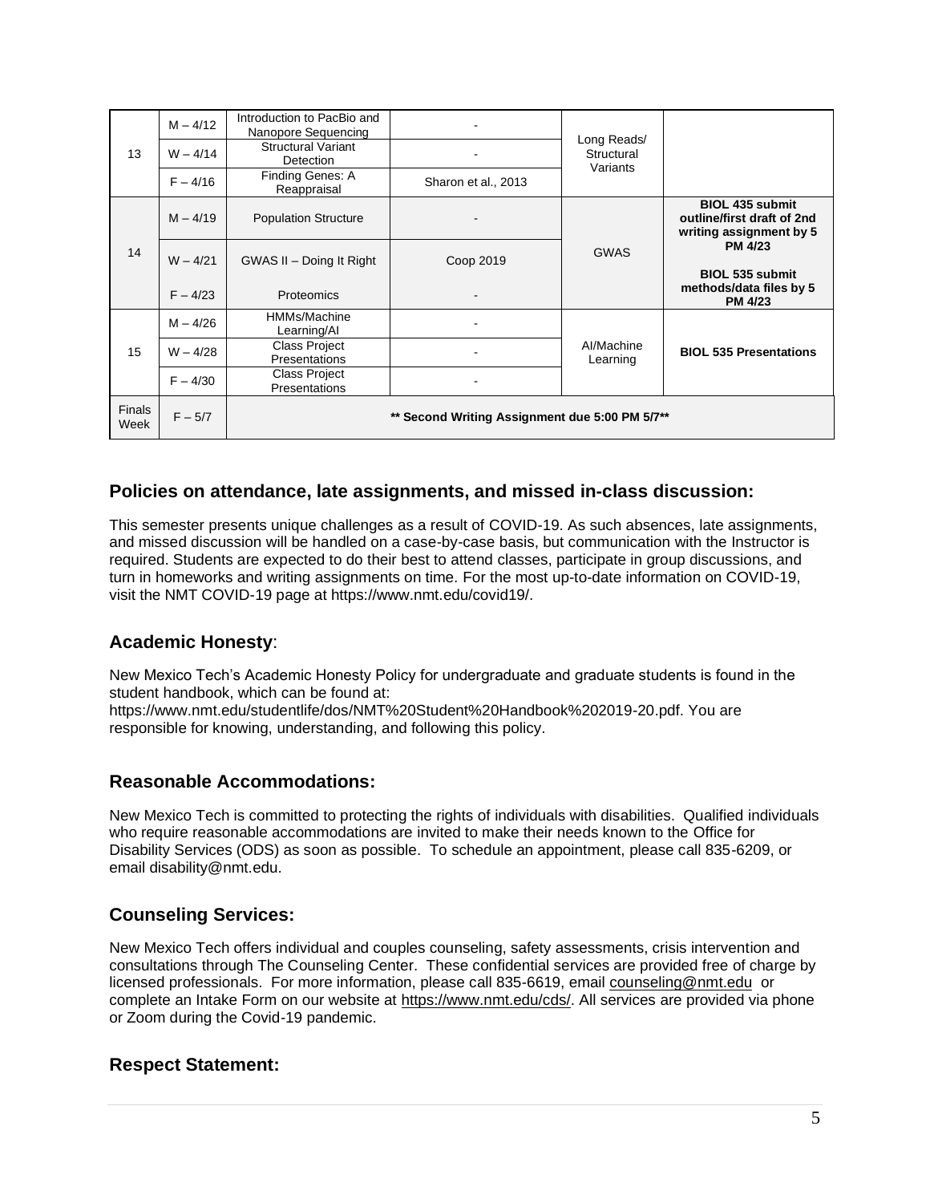| | | | | | |
|---|---|---|---|---|---|
| 13 | M – 4/12 | Introduction to PacBio and Nanopore Sequencing | - | Long Reads/ Structural Variants | |
| | W – 4/14 | Structural Variant Detection | - | | |
| | F – 4/16 | Finding Genes: A Reappraisal | Sharon et al., 2013 | | |
| 14 | M – 4/19 | Population Structure | - | GWAS | **BIOL 435 submit outline/first draft of 2nd writing assignment by 5 PM 4/23**<br><br>**BIOL 535 submit methods/data files by 5 PM 4/23** |
| | W – 4/21 | GWAS II – Doing It Right | Coop 2019 | | |
| | F – 4/23 | Proteomics | - | | |
| 15 | M – 4/26 | HMMs/Machine Learning/AI | - | AI/Machine Learning | **BIOL 535 Presentations** |
| | W – 4/28 | Class Project Presentations | - | | |
| | F – 4/30 | Class Project Presentations | - | | |
| Finals Week | F – 5/7 | **** Second Writing Assignment due 5:00 PM 5/7**** | | | |

## Policies on attendance, late assignments, and missed in-class discussion:

This semester presents unique challenges as a result of COVID-19. As such absences, late assignments, and missed discussion will be handled on a case-by-case basis, but communication with the Instructor is required. Students are expected to do their best to attend classes, participate in group discussions, and turn in homeworks and writing assignments on time. For the most up-to-date information on COVID-19, visit the NMT COVID-19 page at https://www.nmt.edu/covid19/.

## Academic Honesty:

New Mexico Tech's Academic Honesty Policy for undergraduate and graduate students is found in the student handbook, which can be found at: https://www.nmt.edu/studentlife/dos/NMT%20Student%20Handbook%202019-20.pdf. You are responsible for knowing, understanding, and following this policy.

## Reasonable Accommodations:

New Mexico Tech is committed to protecting the rights of individuals with disabilities. Qualified individuals who require reasonable accommodations are invited to make their needs known to the Office for Disability Services (ODS) as soon as possible. To schedule an appointment, please call 835-6209, or email disability@nmt.edu.

## Counseling Services:

New Mexico Tech offers individual and couples counseling, safety assessments, crisis intervention and consultations through The Counseling Center. These confidential services are provided free of charge by licensed professionals. For more information, please call 835-6619, email counseling@nmt.edu or complete an Intake Form on our website at https://www.nmt.edu/cds/. All services are provided via phone or Zoom during the Covid-19 pandemic.

## Respect Statement: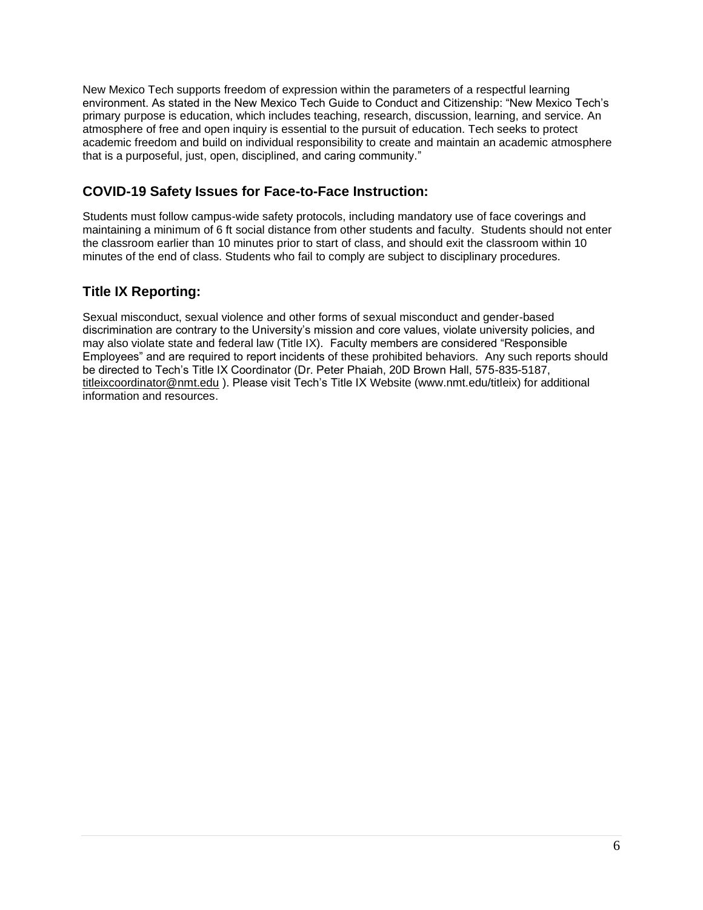New Mexico Tech supports freedom of expression within the parameters of a respectful learning environment. As stated in the New Mexico Tech Guide to Conduct and Citizenship: "New Mexico Tech's primary purpose is education, which includes teaching, research, discussion, learning, and service. An atmosphere of free and open inquiry is essential to the pursuit of education. Tech seeks to protect academic freedom and build on individual responsibility to create and maintain an academic atmosphere that is a purposeful, just, open, disciplined, and caring community."

## COVID-19 Safety Issues for Face-to-Face Instruction:

Students must follow campus-wide safety protocols, including mandatory use of face coverings and maintaining a minimum of 6 ft social distance from other students and faculty. Students should not enter the classroom earlier than 10 minutes prior to start of class, and should exit the classroom within 10 minutes of the end of class. Students who fail to comply are subject to disciplinary procedures.

## Title IX Reporting:

Sexual misconduct, sexual violence and other forms of sexual misconduct and gender-based discrimination are contrary to the University's mission and core values, violate university policies, and may also violate state and federal law (Title IX). Faculty members are considered "Responsible Employees" and are required to report incidents of these prohibited behaviors. Any such reports should be directed to Tech's Title IX Coordinator (Dr. Peter Phaiah, 20D Brown Hall, 575-835-5187, titleixcoordinator@nmt.edu ). Please visit Tech's Title IX Website (www.nmt.edu/titleix) for additional information and resources.